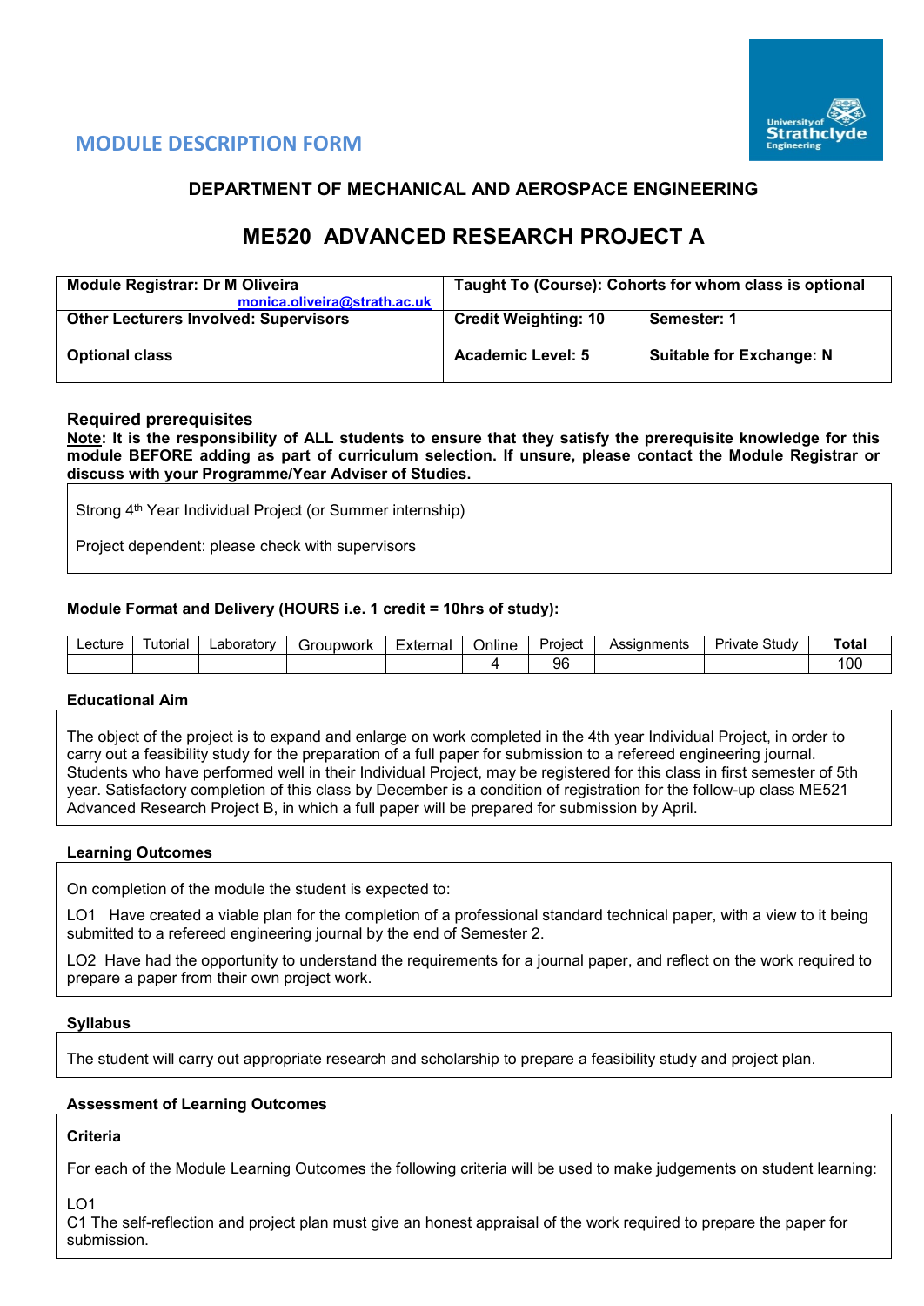## MODULE DESCRIPTION FORM

### DEPARTMENT OF MECHANICAL AND AEROSPACE ENGINEERING

# ME520 ADVANCED RESEARCH PROJECT A

| **Module Registrar: Dr M Oliveira** monica.oliveira@strath.ac.uk | **Taught To (Course): Cohorts for whom class is optional** | |
|---|---|---|
| **Other Lecturers Involved: Supervisors** | **Credit Weighting: 10** | **Semester: 1** |
| **Optional class** | **Academic Level: 5** | **Suitable for Exchange: N** |

### Required prerequisites

**Note: It is the responsibility of ALL students to ensure that they satisfy the prerequisite knowledge for this module BEFORE adding as part of curriculum selection. If unsure, please contact the Module Registrar or discuss with your Programme/Year Adviser of Studies.**

Strong 4th Year Individual Project (or Summer internship)

Project dependent: please check with supervisors

### Module Format and Delivery (HOURS i.e. 1 credit = 10hrs of study):

| Lecture | Tutorial | Laboratory | Groupwork | External | Online | Project | Assignments | Private Study | **Total** |
|---|---|---|---|---|---|---|---|---|---|
| | | | | | 4 | 96 | | | 100 |

### Educational Aim

The object of the project is to expand and enlarge on work completed in the 4th year Individual Project, in order to carry out a feasibility study for the preparation of a full paper for submission to a refereed engineering journal. Students who have performed well in their Individual Project, may be registered for this class in first semester of 5th year. Satisfactory completion of this class by December is a condition of registration for the follow-up class ME521 Advanced Research Project B, in which a full paper will be prepared for submission by April.

### Learning Outcomes

On completion of the module the student is expected to:

LO1 Have created a viable plan for the completion of a professional standard technical paper, with a view to it being submitted to a refereed engineering journal by the end of Semester 2.

LO2 Have had the opportunity to understand the requirements for a journal paper, and reflect on the work required to prepare a paper from their own project work.

### Syllabus

The student will carry out appropriate research and scholarship to prepare a feasibility study and project plan.

### Assessment of Learning Outcomes

**Criteria**

For each of the Module Learning Outcomes the following criteria will be used to make judgements on student learning:

LO1
C1 The self-reflection and project plan must give an honest appraisal of the work required to prepare the paper for submission.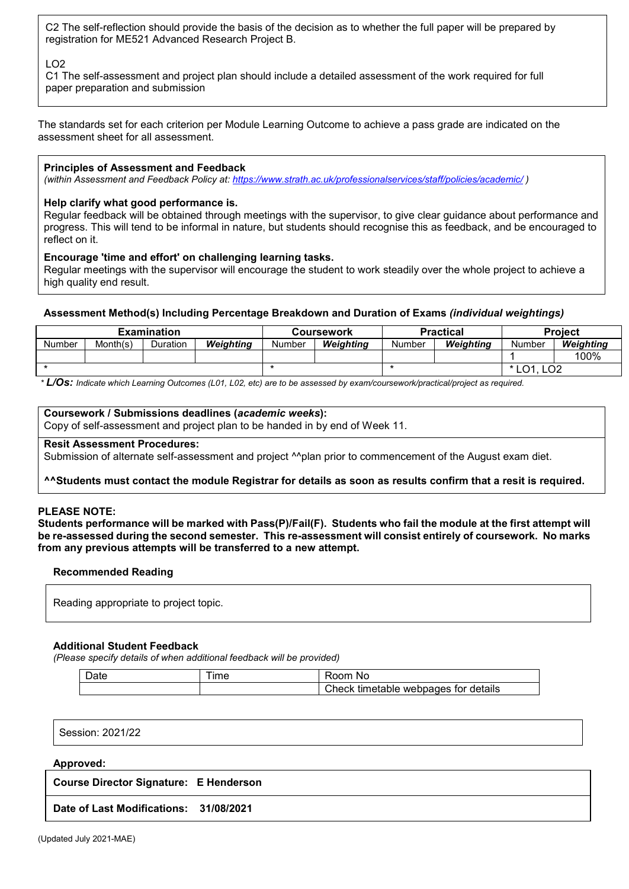C2 The self-reflection should provide the basis of the decision as to whether the full paper will be prepared by registration for ME521 Advanced Research Project B.

LO2
C1 The self-assessment and project plan should include a detailed assessment of the work required for full paper preparation and submission

The standards set for each criterion per Module Learning Outcome to achieve a pass grade are indicated on the assessment sheet for all assessment.

**Principles of Assessment and Feedback**
*(within Assessment and Feedback Policy at: https://www.strath.ac.uk/professionalservices/staff/policies/academic/ )*

**Help clarify what good performance is.**
Regular feedback will be obtained through meetings with the supervisor, to give clear guidance about performance and progress. This will tend to be informal in nature, but students should recognise this as feedback, and be encouraged to reflect on it.

**Encourage 'time and effort' on challenging learning tasks.**
Regular meetings with the supervisor will encourage the student to work steadily over the whole project to achieve a high quality end result.

**Assessment Method(s) Including Percentage Breakdown and Duration of Exams *(individual weightings)***

| Examination | | | | Coursework | | Practical | | Project | |
|---|---|---|---|---|---|---|---|---|---|
| Number | Month(s) | Duration | ***Weighting*** | Number | ***Weighting*** | Number | ***Weighting*** | Number | ***Weighting*** |
| | | | | | | | | 1 | 100% |
| * | | | | * | | * | | * LO1, LO2 | |

*\* **L/Os:** Indicate which Learning Outcomes (L01, L02, etc) are to be assessed by exam/coursework/practical/project as required.*

**Coursework / Submissions deadlines (*academic weeks*):**
Copy of self-assessment and project plan to be handed in by end of Week 11.

**Resit Assessment Procedures:**
Submission of alternate self-assessment and project ^^plan prior to commencement of the August exam diet.

**^^Students must contact the module Registrar for details as soon as results confirm that a resit is required.**

**PLEASE NOTE:**
**Students performance will be marked with Pass(P)/Fail(F). Students who fail the module at the first attempt will be re-assessed during the second semester. This re-assessment will consist entirely of coursework. No marks from any previous attempts will be transferred to a new attempt.**

**Recommended Reading**

Reading appropriate to project topic.

**Additional Student Feedback**
*(Please specify details of when additional feedback will be provided)*

| Date | Time | Room No |
|---|---|---|
| | | Check timetable webpages for details |

Session: 2021/22

**Approved:**

**Course Director Signature: E Henderson**

**Date of Last Modifications: 31/08/2021**

(Updated July 2021-MAE)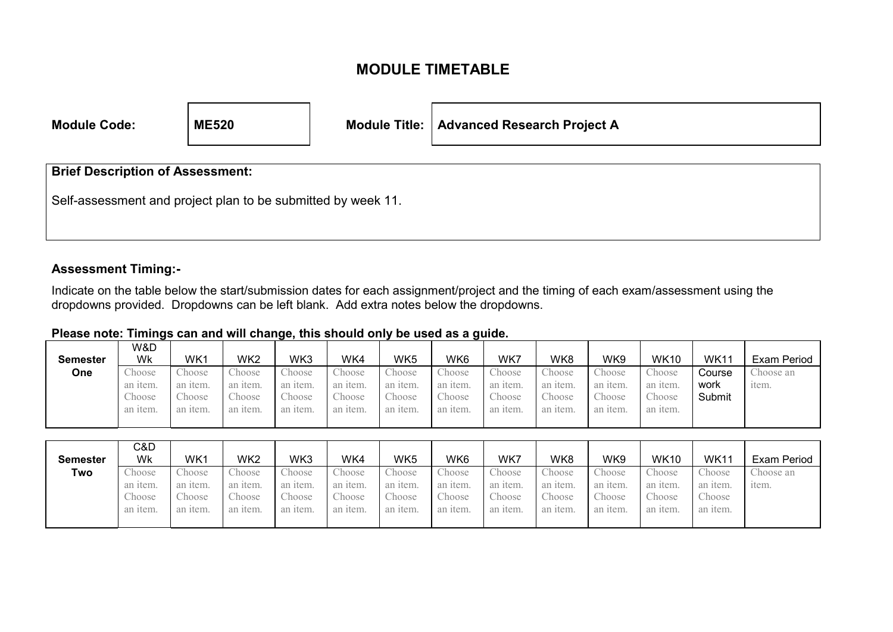# MODULE TIMETABLE

| | | | |
|---|---|---|---|
| **Module Code:** | **ME520** | **Module Title:** | **Advanced Research Project A** |

**Brief Description of Assessment:**

Self-assessment and project plan to be submitted by week 11.

**Assessment Timing:-**

Indicate on the table below the start/submission dates for each assignment/project and the timing of each exam/assessment using the dropdowns provided. Dropdowns can be left blank. Add extra notes below the dropdowns.

**Please note: Timings can and will change, this should only be used as a guide.**

| **Semester One** | W&D Wk | WK1 | WK2 | WK3 | WK4 | WK5 | WK6 | WK7 | WK8 | WK9 | WK10 | WK11 | Exam Period |
|---|---|---|---|---|---|---|---|---|---|---|---|---|---|
| | Choose an item. Choose an item. | Choose an item. Choose an item. | Choose an item. Choose an item. | Choose an item. Choose an item. | Choose an item. Choose an item. | Choose an item. Choose an item. | Choose an item. Choose an item. | Choose an item. Choose an item. | Choose an item. Choose an item. | Choose an item. Choose an item. | Choose an item. Choose an item. | Course work Submit | Choose an item. |

| **Semester Two** | C&D Wk | WK1 | WK2 | WK3 | WK4 | WK5 | WK6 | WK7 | WK8 | WK9 | WK10 | WK11 | Exam Period |
|---|---|---|---|---|---|---|---|---|---|---|---|---|---|
| | Choose an item. Choose an item. | Choose an item. Choose an item. | Choose an item. Choose an item. | Choose an item. Choose an item. | Choose an item. Choose an item. | Choose an item. Choose an item. | Choose an item. Choose an item. | Choose an item. Choose an item. | Choose an item. Choose an item. | Choose an item. Choose an item. | Choose an item. Choose an item. | Choose an item. Choose an item. | Choose an item. |